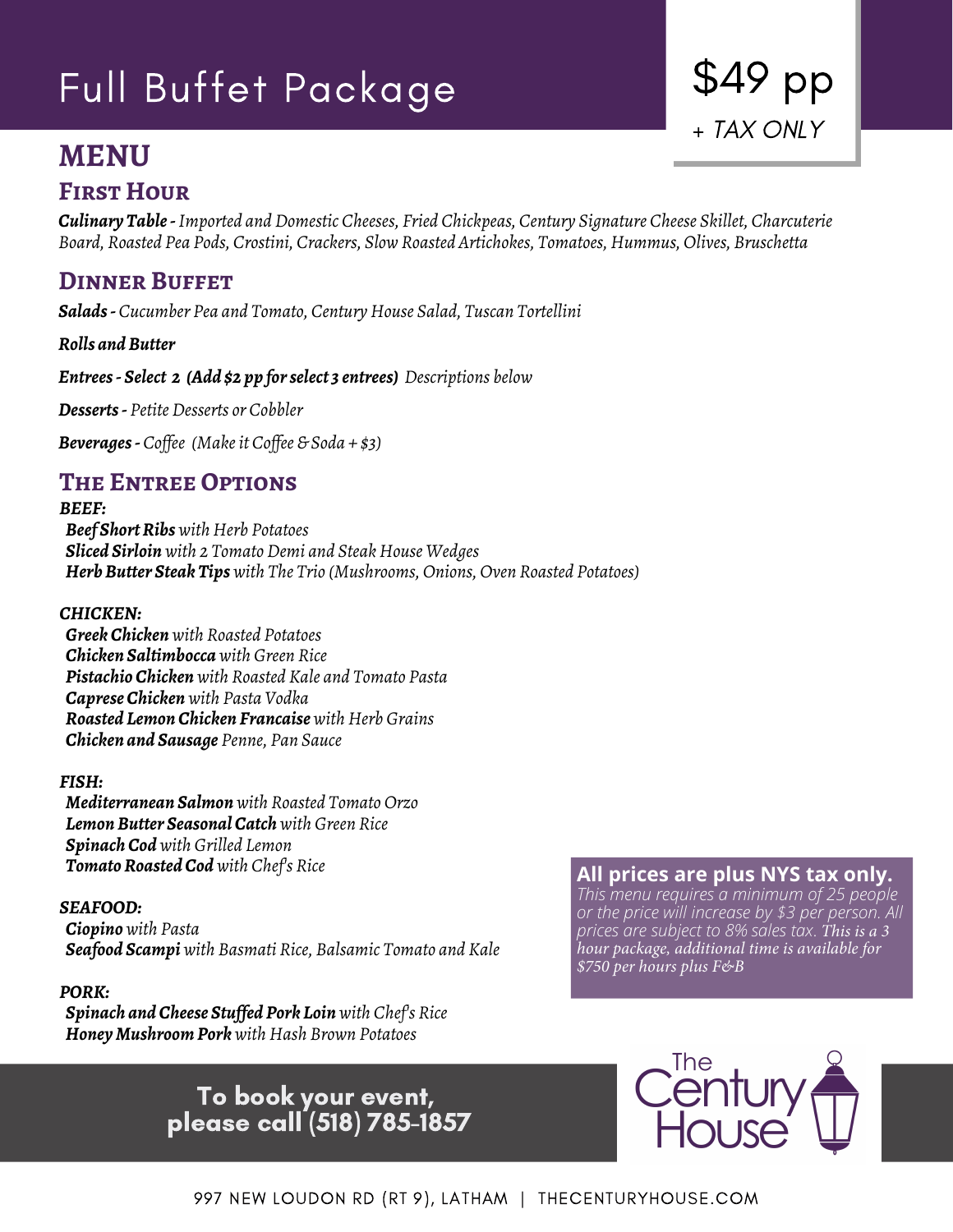# Full Buffet Package

**$49 pp**
*+ TAX ONLY*

## MENU

### First Hour

***Culinary Table -*** *Imported and Domestic Cheeses, Fried Chickpeas, Century Signature Cheese Skillet, Charcuterie Board, Roasted Pea Pods, Crostini, Crackers, Slow Roasted Artichokes, Tomatoes, Hummus, Olives, Bruschetta*

### Dinner Buffet

***Salads -*** *Cucumber Pea and Tomato, Century House Salad, Tuscan Tortellini*

***Rolls and Butter***

***Entrees - Select 2 (Add $2 pp for select 3 entrees)*** *Descriptions below*

***Desserts -*** *Petite Desserts or Cobbler*

***Beverages -*** *Coffee (Make it Coffee & Soda + $3)*

### The Entree Options

***BEEF:***

- ***Beef Short Ribs*** *with Herb Potatoes*
- ***Sliced Sirloin*** *with 2 Tomato Demi and Steak House Wedges*
- ***Herb Butter Steak Tips*** *with The Trio (Mushrooms, Onions, Oven Roasted Potatoes)*

***CHICKEN:***

- ***Greek Chicken*** *with Roasted Potatoes*
- ***Chicken Saltimbocca*** *with Green Rice*
- ***Pistachio Chicken*** *with Roasted Kale and Tomato Pasta*
- ***Caprese Chicken*** *with Pasta Vodka*
- ***Roasted Lemon Chicken Francaise*** *with Herb Grains*
- ***Chicken and Sausage*** *Penne, Pan Sauce*

***FISH:***

- ***Mediterranean Salmon*** *with Roasted Tomato Orzo*
- ***Lemon Butter Seasonal Catch*** *with Green Rice*
- ***Spinach Cod*** *with Grilled Lemon*
- ***Tomato Roasted Cod*** *with Chef's Rice*

***SEAFOOD:***

- ***Ciopino*** *with Pasta*
- ***Seafood Scampi*** *with Basmati Rice, Balsamic Tomato and Kale*

***PORK:***

- ***Spinach and Cheese Stuffed Pork Loin*** *with Chef's Rice*
- ***Honey Mushroom Pork*** *with Hash Brown Potatoes*

**All prices are plus NYS tax only.**
*This menu requires a minimum of 25 people or the price will increase by $3 per person. All prices are subject to 8% sales tax. This is a 3 hour package, additional time is available for $750 per hours plus F&B*

**To book your event, please call (518) 785-1857**

The Century House

997 NEW LOUDON RD (RT 9), LATHAM | THECENTURYHOUSE.COM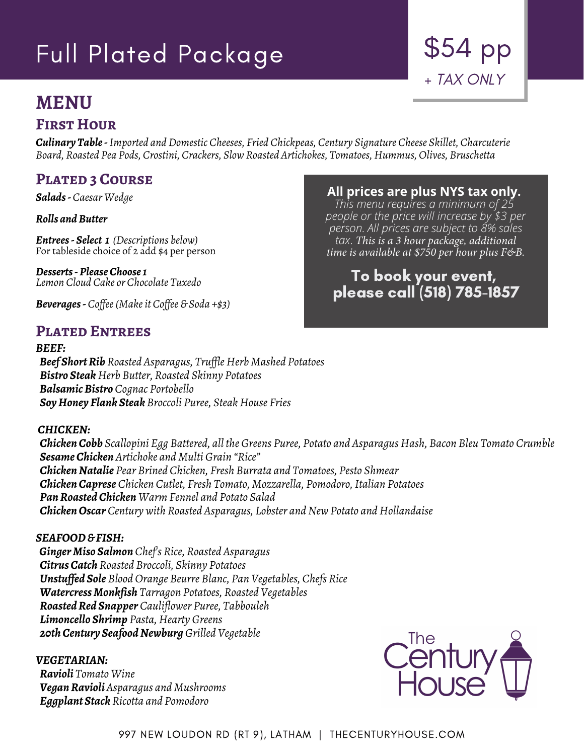# Full Plated Package

$54 pp
+ TAX ONLY

## MENU

### First Hour

***Culinary Table -*** *Imported and Domestic Cheeses, Fried Chickpeas, Century Signature Cheese Skillet, Charcuterie Board, Roasted Pea Pods, Crostini, Crackers, Slow Roasted Artichokes, Tomatoes, Hummus, Olives, Bruschetta*

### Plated 3 Course

***Salads -*** *Caesar Wedge*

***Rolls and Butter***

***Entrees - Select 1*** *(Descriptions below)*
For tableside choice of 2 add $4 per person

***Desserts - Please Choose 1***
*Lemon Cloud Cake or Chocolate Tuxedo*

***Beverages -*** *Coffee (Make it Coffee & Soda +$3)*

**All prices are plus NYS tax only.**
*This menu requires a minimum of 25 people or the price will increase by $3 per person. All prices are subject to 8% sales tax. This is a 3 hour package, additional time is available at $750 per hour plus F&B.*

**To book your event, please call (518) 785-1857**

### Plated Entrees

***BEEF:***

- ***Beef Short Rib*** *Roasted Asparagus, Truffle Herb Mashed Potatoes*
- ***Bistro Steak*** *Herb Butter, Roasted Skinny Potatoes*
- ***Balsamic Bistro*** *Cognac Portobello*
- ***Soy Honey Flank Steak*** *Broccoli Puree, Steak House Fries*

***CHICKEN:***

- ***Chicken Cobb*** *Scallopini Egg Battered, all the Greens Puree, Potato and Asparagus Hash, Bacon Bleu Tomato Crumble*
- ***Sesame Chicken*** *Artichoke and Multi Grain "Rice"*
- ***Chicken Natalie*** *Pear Brined Chicken, Fresh Burrata and Tomatoes, Pesto Shmear*
- ***Chicken Caprese*** *Chicken Cutlet, Fresh Tomato, Mozzarella, Pomodoro, Italian Potatoes*
- ***Pan Roasted Chicken*** *Warm Fennel and Potato Salad*
- ***Chicken Oscar*** *Century with Roasted Asparagus, Lobster and New Potato and Hollandaise*

***SEAFOOD & FISH:***

- ***Ginger Miso Salmon*** *Chef's Rice, Roasted Asparagus*
- ***Citrus Catch*** *Roasted Broccoli, Skinny Potatoes*
- ***Unstuffed Sole*** *Blood Orange Beurre Blanc, Pan Vegetables, Chefs Rice*
- ***Watercress Monkfish*** *Tarragon Potatoes, Roasted Vegetables*
- ***Roasted Red Snapper*** *Cauliflower Puree, Tabbouleh*
- ***Limoncello Shrimp*** *Pasta, Hearty Greens*
- ***20th Century Seafood Newburg*** *Grilled Vegetable*

***VEGETARIAN:***

- ***Ravioli*** *Tomato Wine*
- ***Vegan Ravioli*** *Asparagus and Mushrooms*
- ***Eggplant Stack*** *Ricotta and Pomodoro*

The Century House

997 NEW LOUDON RD (RT 9), LATHAM | THECENTURYHOUSE.COM